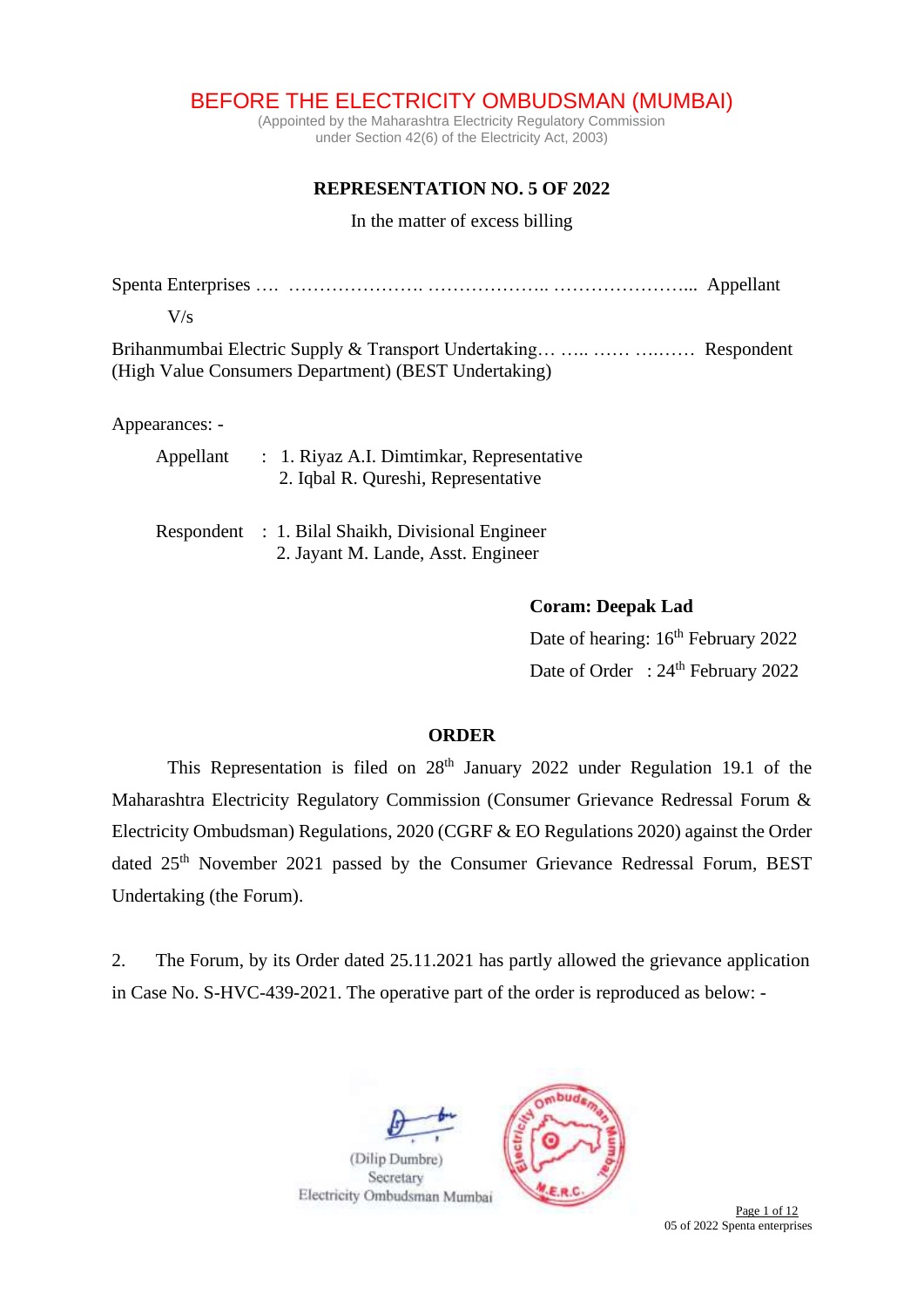# BEFORE THE ELECTRICITY OMBUDSMAN (MUMBAI)

(Appointed by the Maharashtra Electricity Regulatory Commission under Section 42(6) of the Electricity Act, 2003)

**REPRESENTATION NO. 5 OF 2022**

In the matter of excess billing

Spenta Enterprises …. …………………. ……………….. …………………... Appellant

V/s

Brihanmumbai Electric Supply & Transport Undertaking… ….. …… …..…… Respondent
(High Value Consumers Department) (BEST Undertaking)

Appearances: -

Appellant : 1. Riyaz A.I. Dimtimkar, Representative
2. Iqbal R. Qureshi, Representative

Respondent : 1. Bilal Shaikh, Divisional Engineer
2. Jayant M. Lande, Asst. Engineer

**Coram: Deepak Lad**

Date of hearing: 16th February 2022

Date of Order : 24th February 2022

**ORDER**

This Representation is filed on 28th January 2022 under Regulation 19.1 of the Maharashtra Electricity Regulatory Commission (Consumer Grievance Redressal Forum & Electricity Ombudsman) Regulations, 2020 (CGRF & EO Regulations 2020) against the Order dated 25th November 2021 passed by the Consumer Grievance Redressal Forum, BEST Undertaking (the Forum).

2. The Forum, by its Order dated 25.11.2021 has partly allowed the grievance application in Case No. S-HVC-439-2021. The operative part of the order is reproduced as below: -

(Dilip Dumbre)
Secretary
Electricity Ombudsman Mumbai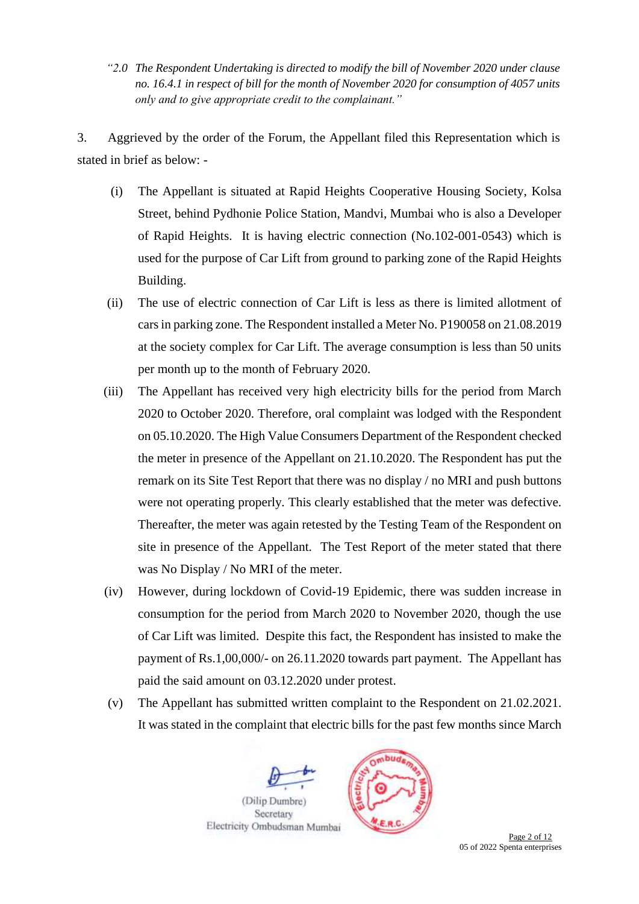*"2.0 The Respondent Undertaking is directed to modify the bill of November 2020 under clause no. 16.4.1 in respect of bill for the month of November 2020 for consumption of 4057 units only and to give appropriate credit to the complainant."*

3. Aggrieved by the order of the Forum, the Appellant filed this Representation which is stated in brief as below: -

(i) The Appellant is situated at Rapid Heights Cooperative Housing Society, Kolsa Street, behind Pydhonie Police Station, Mandvi, Mumbai who is also a Developer of Rapid Heights. It is having electric connection (No.102-001-0543) which is used for the purpose of Car Lift from ground to parking zone of the Rapid Heights Building.

(ii) The use of electric connection of Car Lift is less as there is limited allotment of cars in parking zone. The Respondent installed a Meter No. P190058 on 21.08.2019 at the society complex for Car Lift. The average consumption is less than 50 units per month up to the month of February 2020.

(iii) The Appellant has received very high electricity bills for the period from March 2020 to October 2020. Therefore, oral complaint was lodged with the Respondent on 05.10.2020. The High Value Consumers Department of the Respondent checked the meter in presence of the Appellant on 21.10.2020. The Respondent has put the remark on its Site Test Report that there was no display / no MRI and push buttons were not operating properly. This clearly established that the meter was defective. Thereafter, the meter was again retested by the Testing Team of the Respondent on site in presence of the Appellant. The Test Report of the meter stated that there was No Display / No MRI of the meter.

(iv) However, during lockdown of Covid-19 Epidemic, there was sudden increase in consumption for the period from March 2020 to November 2020, though the use of Car Lift was limited. Despite this fact, the Respondent has insisted to make the payment of Rs.1,00,000/- on 26.11.2020 towards part payment. The Appellant has paid the said amount on 03.12.2020 under protest.

(v) The Appellant has submitted written complaint to the Respondent on 21.02.2021. It was stated in the complaint that electric bills for the past few months since March

(Dilip Dumbre)
Secretary
Electricity Ombudsman Mumbai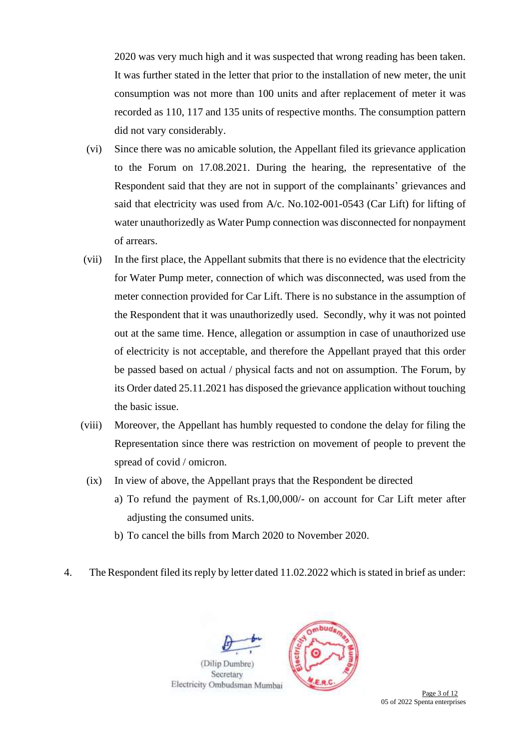2020 was very much high and it was suspected that wrong reading has been taken. It was further stated in the letter that prior to the installation of new meter, the unit consumption was not more than 100 units and after replacement of meter it was recorded as 110, 117 and 135 units of respective months. The consumption pattern did not vary considerably.

(vi) Since there was no amicable solution, the Appellant filed its grievance application to the Forum on 17.08.2021. During the hearing, the representative of the Respondent said that they are not in support of the complainants' grievances and said that electricity was used from A/c. No.102-001-0543 (Car Lift) for lifting of water unauthorizedly as Water Pump connection was disconnected for nonpayment of arrears.

(vii) In the first place, the Appellant submits that there is no evidence that the electricity for Water Pump meter, connection of which was disconnected, was used from the meter connection provided for Car Lift. There is no substance in the assumption of the Respondent that it was unauthorizedly used. Secondly, why it was not pointed out at the same time. Hence, allegation or assumption in case of unauthorized use of electricity is not acceptable, and therefore the Appellant prayed that this order be passed based on actual / physical facts and not on assumption. The Forum, by its Order dated 25.11.2021 has disposed the grievance application without touching the basic issue.

(viii) Moreover, the Appellant has humbly requested to condone the delay for filing the Representation since there was restriction on movement of people to prevent the spread of covid / omicron.

(ix) In view of above, the Appellant prays that the Respondent be directed

a) To refund the payment of Rs.1,00,000/- on account for Car Lift meter after adjusting the consumed units.

b) To cancel the bills from March 2020 to November 2020.

4. The Respondent filed its reply by letter dated 11.02.2022 which is stated in brief as under:

(Dilip Dumbre)
Secretary
Electricity Ombudsman Mumbai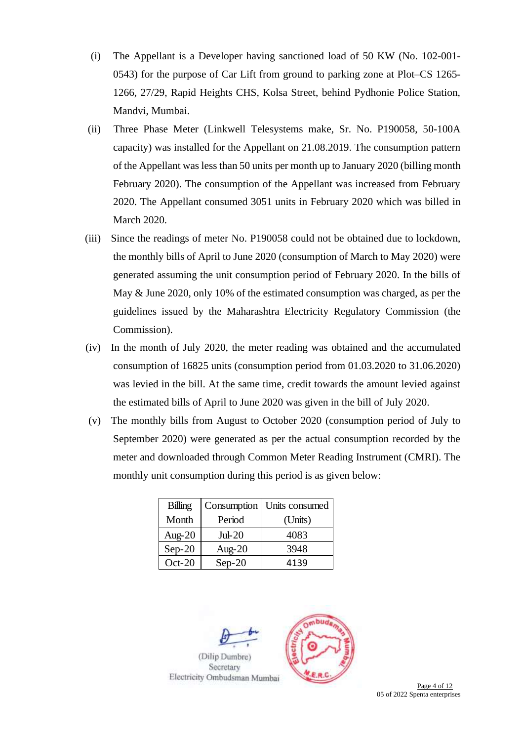(i) The Appellant is a Developer having sanctioned load of 50 KW (No. 102-001-0543) for the purpose of Car Lift from ground to parking zone at Plot–CS 1265-1266, 27/29, Rapid Heights CHS, Kolsa Street, behind Pydhonie Police Station, Mandvi, Mumbai.

(ii) Three Phase Meter (Linkwell Telesystems make, Sr. No. P190058, 50-100A capacity) was installed for the Appellant on 21.08.2019. The consumption pattern of the Appellant was less than 50 units per month up to January 2020 (billing month February 2020). The consumption of the Appellant was increased from February 2020. The Appellant consumed 3051 units in February 2020 which was billed in March 2020.

(iii) Since the readings of meter No. P190058 could not be obtained due to lockdown, the monthly bills of April to June 2020 (consumption of March to May 2020) were generated assuming the unit consumption period of February 2020. In the bills of May & June 2020, only 10% of the estimated consumption was charged, as per the guidelines issued by the Maharashtra Electricity Regulatory Commission (the Commission).

(iv) In the month of July 2020, the meter reading was obtained and the accumulated consumption of 16825 units (consumption period from 01.03.2020 to 31.06.2020) was levied in the bill. At the same time, credit towards the amount levied against the estimated bills of April to June 2020 was given in the bill of July 2020.

(v) The monthly bills from August to October 2020 (consumption period of July to September 2020) were generated as per the actual consumption recorded by the meter and downloaded through Common Meter Reading Instrument (CMRI). The monthly unit consumption during this period is as given below:

| Billing Month | Consumption Period | Units consumed (Units) |
|---|---|---|
| Aug-20 | Jul-20 | 4083 |
| Sep-20 | Aug-20 | 3948 |
| Oct-20 | Sep-20 | 4139 |

(Dilip Dumbre)
Secretary
Electricity Ombudsman Mumbai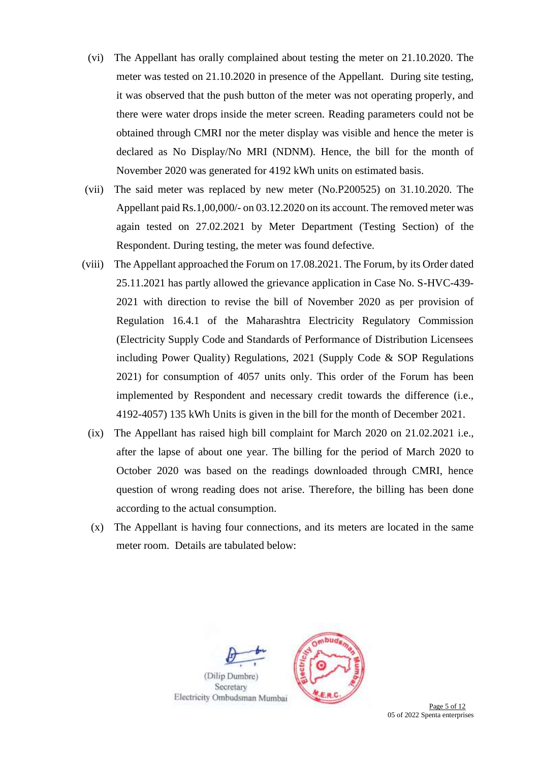(vi) The Appellant has orally complained about testing the meter on 21.10.2020. The meter was tested on 21.10.2020 in presence of the Appellant. During site testing, it was observed that the push button of the meter was not operating properly, and there were water drops inside the meter screen. Reading parameters could not be obtained through CMRI nor the meter display was visible and hence the meter is declared as No Display/No MRI (NDNM). Hence, the bill for the month of November 2020 was generated for 4192 kWh units on estimated basis.

(vii) The said meter was replaced by new meter (No.P200525) on 31.10.2020. The Appellant paid Rs.1,00,000/- on 03.12.2020 on its account. The removed meter was again tested on 27.02.2021 by Meter Department (Testing Section) of the Respondent. During testing, the meter was found defective.

(viii) The Appellant approached the Forum on 17.08.2021. The Forum, by its Order dated 25.11.2021 has partly allowed the grievance application in Case No. S-HVC-439-2021 with direction to revise the bill of November 2020 as per provision of Regulation 16.4.1 of the Maharashtra Electricity Regulatory Commission (Electricity Supply Code and Standards of Performance of Distribution Licensees including Power Quality) Regulations, 2021 (Supply Code & SOP Regulations 2021) for consumption of 4057 units only. This order of the Forum has been implemented by Respondent and necessary credit towards the difference (i.e., 4192-4057) 135 kWh Units is given in the bill for the month of December 2021.

(ix) The Appellant has raised high bill complaint for March 2020 on 21.02.2021 i.e., after the lapse of about one year. The billing for the period of March 2020 to October 2020 was based on the readings downloaded through CMRI, hence question of wrong reading does not arise. Therefore, the billing has been done according to the actual consumption.

(x) The Appellant is having four connections, and its meters are located in the same meter room. Details are tabulated below:

(Dilip Dumbre)
Secretary
Electricity Ombudsman Mumbai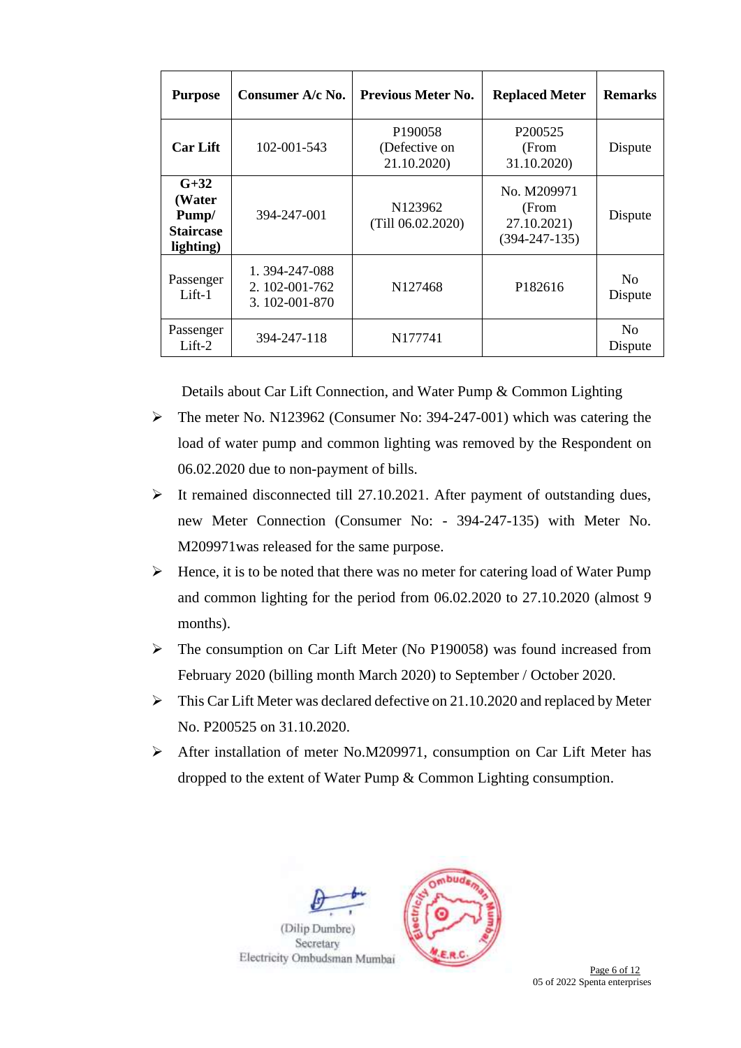| Purpose | Consumer A/c No. | Previous Meter No. | Replaced Meter | Remarks |
|---|---|---|---|---|
| **Car Lift** | 102-001-543 | P190058 (Defective on 21.10.2020) | P200525 (From 31.10.2020) | Dispute |
| **G+32 (Water Pump/ Staircase lighting)** | 394-247-001 | N123962 (Till 06.02.2020) | No. M209971 (From 27.10.2021) (394-247-135) | Dispute |
| Passenger Lift-1 | 1. 394-247-088<br>2. 102-001-762<br>3. 102-001-870 | N127468 | P182616 | No Dispute |
| Passenger Lift-2 | 394-247-118 | N177741 | | No Dispute |

Details about Car Lift Connection, and Water Pump & Common Lighting

- The meter No. N123962 (Consumer No: 394-247-001) which was catering the load of water pump and common lighting was removed by the Respondent on 06.02.2020 due to non-payment of bills.
- It remained disconnected till 27.10.2021. After payment of outstanding dues, new Meter Connection (Consumer No: - 394-247-135) with Meter No. M209971was released for the same purpose.
- Hence, it is to be noted that there was no meter for catering load of Water Pump and common lighting for the period from 06.02.2020 to 27.10.2020 (almost 9 months).
- The consumption on Car Lift Meter (No P190058) was found increased from February 2020 (billing month March 2020) to September / October 2020.
- This Car Lift Meter was declared defective on 21.10.2020 and replaced by Meter No. P200525 on 31.10.2020.
- After installation of meter No.M209971, consumption on Car Lift Meter has dropped to the extent of Water Pump & Common Lighting consumption.

(Dilip Dumbre)
Secretary
Electricity Ombudsman Mumbai

05 of 2022 Spenta enterprises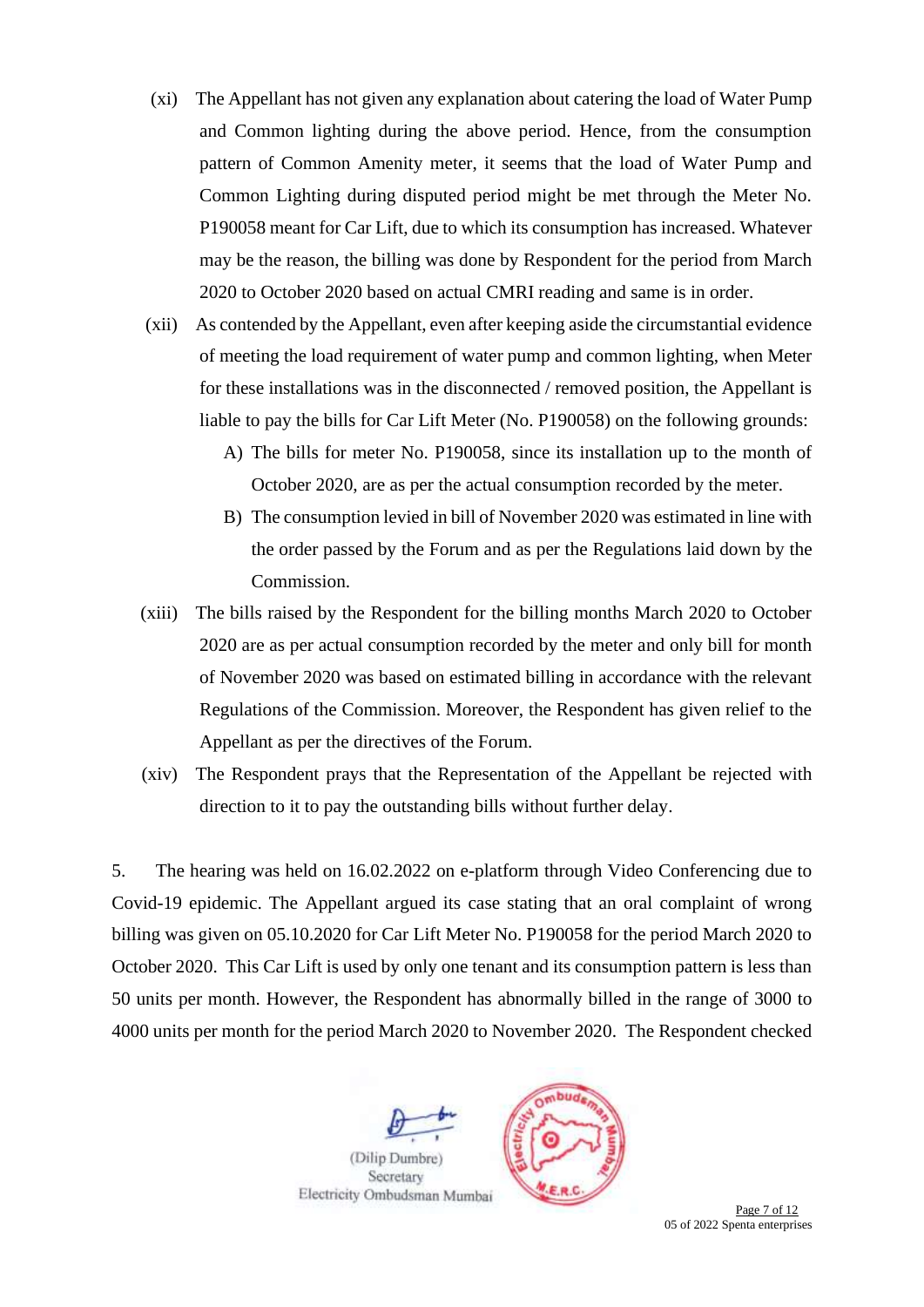(xi) The Appellant has not given any explanation about catering the load of Water Pump and Common lighting during the above period. Hence, from the consumption pattern of Common Amenity meter, it seems that the load of Water Pump and Common Lighting during disputed period might be met through the Meter No. P190058 meant for Car Lift, due to which its consumption has increased. Whatever may be the reason, the billing was done by Respondent for the period from March 2020 to October 2020 based on actual CMRI reading and same is in order.

(xii) As contended by the Appellant, even after keeping aside the circumstantial evidence of meeting the load requirement of water pump and common lighting, when Meter for these installations was in the disconnected / removed position, the Appellant is liable to pay the bills for Car Lift Meter (No. P190058) on the following grounds:

A) The bills for meter No. P190058, since its installation up to the month of October 2020, are as per the actual consumption recorded by the meter.

B) The consumption levied in bill of November 2020 was estimated in line with the order passed by the Forum and as per the Regulations laid down by the Commission.

(xiii) The bills raised by the Respondent for the billing months March 2020 to October 2020 are as per actual consumption recorded by the meter and only bill for month of November 2020 was based on estimated billing in accordance with the relevant Regulations of the Commission. Moreover, the Respondent has given relief to the Appellant as per the directives of the Forum.

(xiv) The Respondent prays that the Representation of the Appellant be rejected with direction to it to pay the outstanding bills without further delay.

5. The hearing was held on 16.02.2022 on e-platform through Video Conferencing due to Covid-19 epidemic. The Appellant argued its case stating that an oral complaint of wrong billing was given on 05.10.2020 for Car Lift Meter No. P190058 for the period March 2020 to October 2020. This Car Lift is used by only one tenant and its consumption pattern is less than 50 units per month. However, the Respondent has abnormally billed in the range of 3000 to 4000 units per month for the period March 2020 to November 2020. The Respondent checked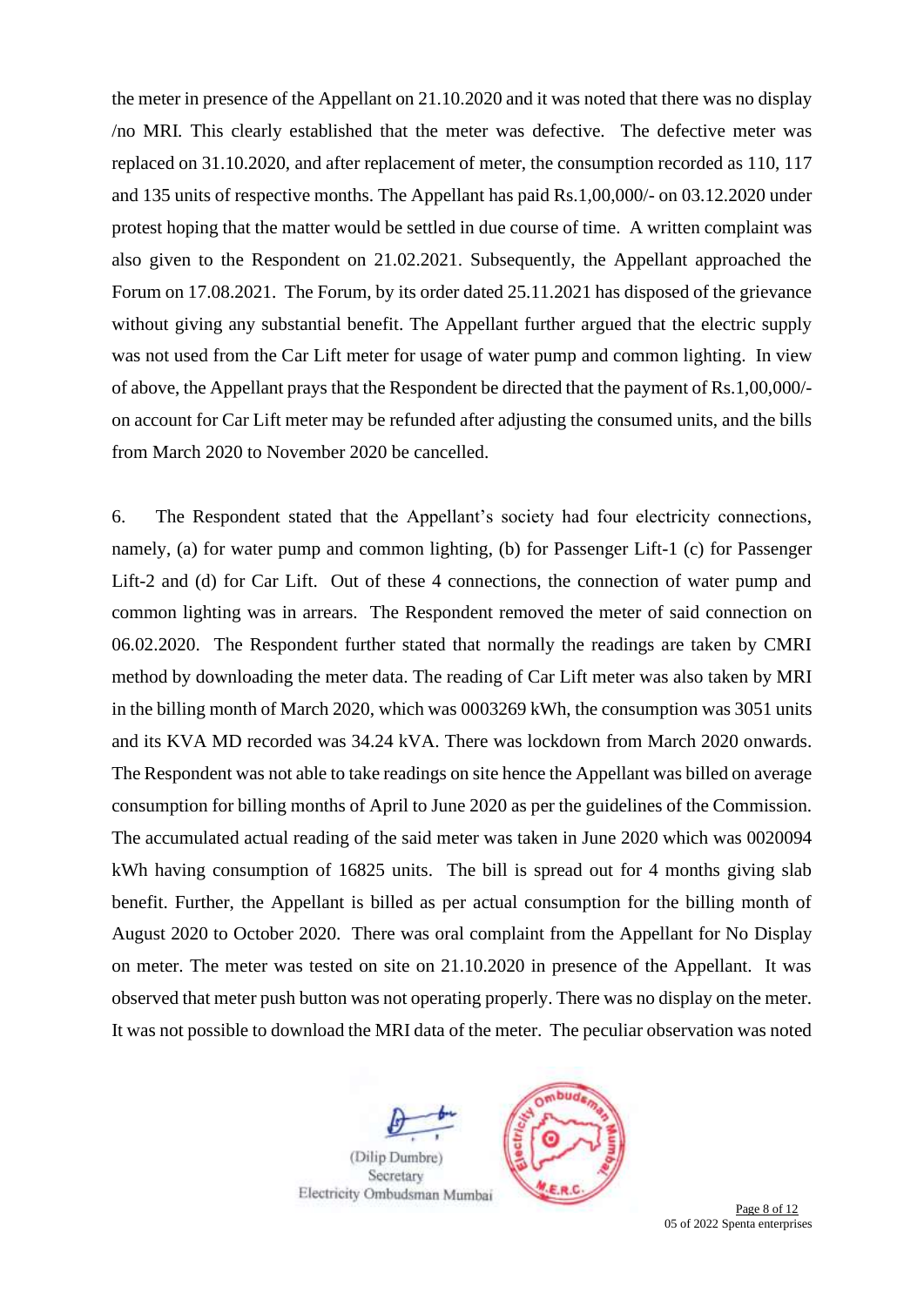the meter in presence of the Appellant on 21.10.2020 and it was noted that there was no display /no MRI. This clearly established that the meter was defective. The defective meter was replaced on 31.10.2020, and after replacement of meter, the consumption recorded as 110, 117 and 135 units of respective months. The Appellant has paid Rs.1,00,000/- on 03.12.2020 under protest hoping that the matter would be settled in due course of time. A written complaint was also given to the Respondent on 21.02.2021. Subsequently, the Appellant approached the Forum on 17.08.2021. The Forum, by its order dated 25.11.2021 has disposed of the grievance without giving any substantial benefit. The Appellant further argued that the electric supply was not used from the Car Lift meter for usage of water pump and common lighting. In view of above, the Appellant prays that the Respondent be directed that the payment of Rs.1,00,000/- on account for Car Lift meter may be refunded after adjusting the consumed units, and the bills from March 2020 to November 2020 be cancelled.

6. The Respondent stated that the Appellant's society had four electricity connections, namely, (a) for water pump and common lighting, (b) for Passenger Lift-1 (c) for Passenger Lift-2 and (d) for Car Lift. Out of these 4 connections, the connection of water pump and common lighting was in arrears. The Respondent removed the meter of said connection on 06.02.2020. The Respondent further stated that normally the readings are taken by CMRI method by downloading the meter data. The reading of Car Lift meter was also taken by MRI in the billing month of March 2020, which was 0003269 kWh, the consumption was 3051 units and its KVA MD recorded was 34.24 kVA. There was lockdown from March 2020 onwards. The Respondent was not able to take readings on site hence the Appellant was billed on average consumption for billing months of April to June 2020 as per the guidelines of the Commission. The accumulated actual reading of the said meter was taken in June 2020 which was 0020094 kWh having consumption of 16825 units. The bill is spread out for 4 months giving slab benefit. Further, the Appellant is billed as per actual consumption for the billing month of August 2020 to October 2020. There was oral complaint from the Appellant for No Display on meter. The meter was tested on site on 21.10.2020 in presence of the Appellant. It was observed that meter push button was not operating properly. There was no display on the meter. It was not possible to download the MRI data of the meter. The peculiar observation was noted

(Dilip Dumbre)
Secretary
Electricity Ombudsman Mumbai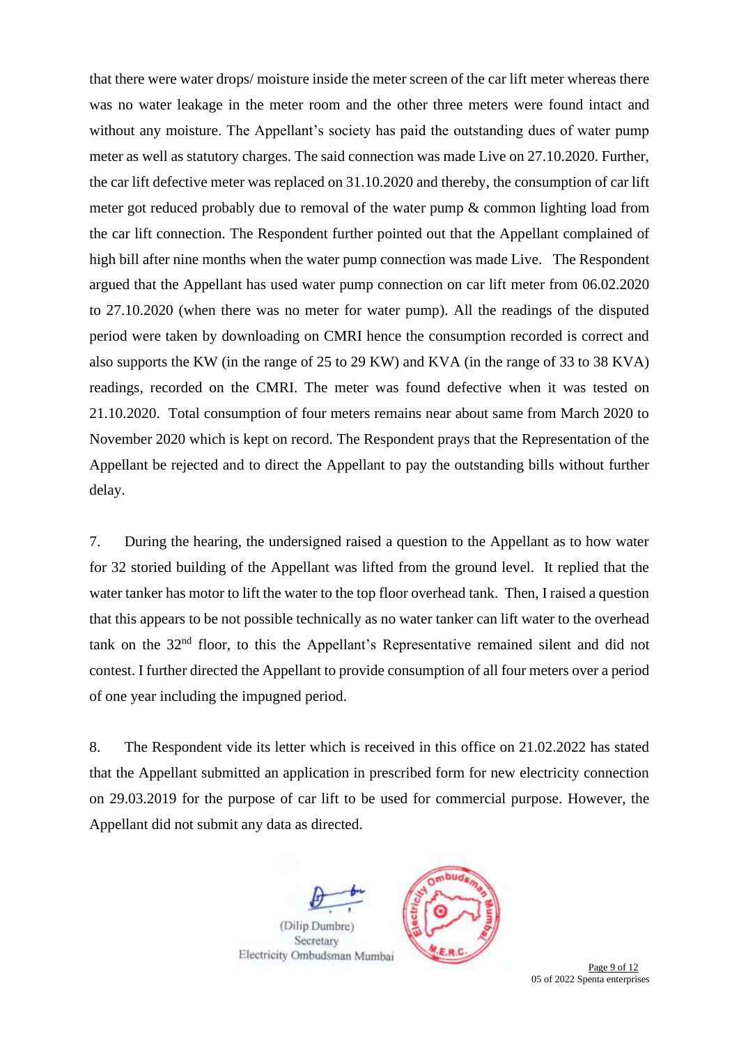that there were water drops/ moisture inside the meter screen of the car lift meter whereas there was no water leakage in the meter room and the other three meters were found intact and without any moisture. The Appellant's society has paid the outstanding dues of water pump meter as well as statutory charges. The said connection was made Live on 27.10.2020. Further, the car lift defective meter was replaced on 31.10.2020 and thereby, the consumption of car lift meter got reduced probably due to removal of the water pump & common lighting load from the car lift connection. The Respondent further pointed out that the Appellant complained of high bill after nine months when the water pump connection was made Live. The Respondent argued that the Appellant has used water pump connection on car lift meter from 06.02.2020 to 27.10.2020 (when there was no meter for water pump). All the readings of the disputed period were taken by downloading on CMRI hence the consumption recorded is correct and also supports the KW (in the range of 25 to 29 KW) and KVA (in the range of 33 to 38 KVA) readings, recorded on the CMRI. The meter was found defective when it was tested on 21.10.2020. Total consumption of four meters remains near about same from March 2020 to November 2020 which is kept on record. The Respondent prays that the Representation of the Appellant be rejected and to direct the Appellant to pay the outstanding bills without further delay.

7. During the hearing, the undersigned raised a question to the Appellant as to how water for 32 storied building of the Appellant was lifted from the ground level. It replied that the water tanker has motor to lift the water to the top floor overhead tank. Then, I raised a question that this appears to be not possible technically as no water tanker can lift water to the overhead tank on the 32nd floor, to this the Appellant's Representative remained silent and did not contest. I further directed the Appellant to provide consumption of all four meters over a period of one year including the impugned period.

8. The Respondent vide its letter which is received in this office on 21.02.2022 has stated that the Appellant submitted an application in prescribed form for new electricity connection on 29.03.2019 for the purpose of car lift to be used for commercial purpose. However, the Appellant did not submit any data as directed.

(Dilip Dumbre)
Secretary
Electricity Ombudsman Mumbai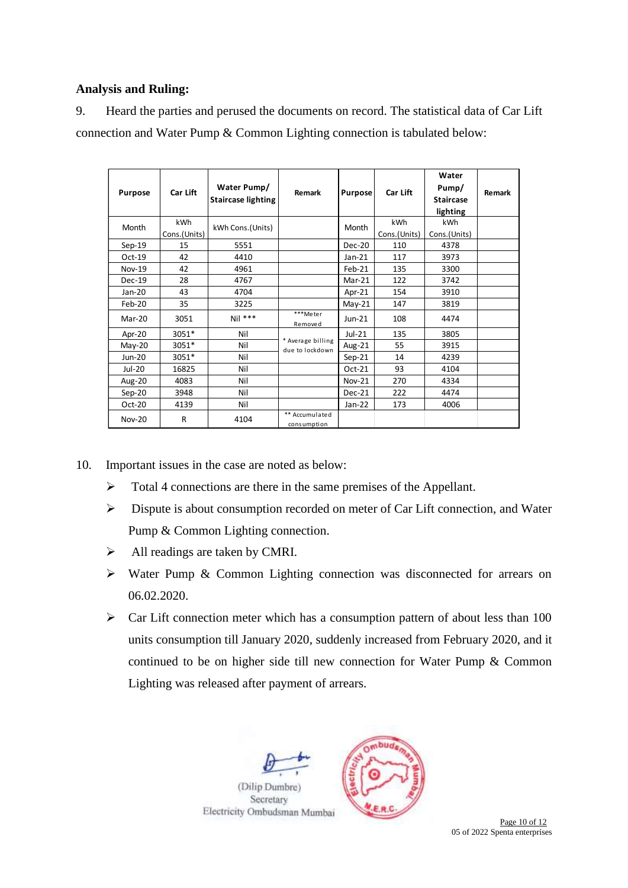**Analysis and Ruling:**

9. Heard the parties and perused the documents on record. The statistical data of Car Lift connection and Water Pump & Common Lighting connection is tabulated below:

| Purpose | Car Lift | Water Pump/ Staircase lighting | Remark | Purpose | Car Lift | Water Pump/ Staircase lighting | Remark |
|---|---|---|---|---|---|---|---|
| Month | kWh Cons.(Units) | kWh Cons.(Units) | | Month | kWh Cons.(Units) | kWh Cons.(Units) | |
| Sep-19 | 15 | 5551 | | Dec-20 | 110 | 4378 | |
| Oct-19 | 42 | 4410 | | Jan-21 | 117 | 3973 | |
| Nov-19 | 42 | 4961 | | Feb-21 | 135 | 3300 | |
| Dec-19 | 28 | 4767 | | Mar-21 | 122 | 3742 | |
| Jan-20 | 43 | 4704 | | Apr-21 | 154 | 3910 | |
| Feb-20 | 35 | 3225 | | May-21 | 147 | 3819 | |
| Mar-20 | 3051 | Nil *** | ***Meter Removed | Jun-21 | 108 | 4474 | |
| Apr-20 | 3051* | Nil | * Average billing due to lockdown | Jul-21 | 135 | 3805 | |
| May-20 | 3051* | Nil | | Aug-21 | 55 | 3915 | |
| Jun-20 | 3051* | Nil | | Sep-21 | 14 | 4239 | |
| Jul-20 | 16825 | Nil | | Oct-21 | 93 | 4104 | |
| Aug-20 | 4083 | Nil | | Nov-21 | 270 | 4334 | |
| Sep-20 | 3948 | Nil | | Dec-21 | 222 | 4474 | |
| Oct-20 | 4139 | Nil | | Jan-22 | 173 | 4006 | |
| Nov-20 | R | 4104 | ** Accumulated consumption | | | | |

10. Important issues in the case are noted as below:

- Total 4 connections are there in the same premises of the Appellant.
- Dispute is about consumption recorded on meter of Car Lift connection, and Water Pump & Common Lighting connection.
- All readings are taken by CMRI.
- Water Pump & Common Lighting connection was disconnected for arrears on 06.02.2020.
- Car Lift connection meter which has a consumption pattern of about less than 100 units consumption till January 2020, suddenly increased from February 2020, and it continued to be on higher side till new connection for Water Pump & Common Lighting was released after payment of arrears.

(Dilip Dumbre)
Secretary
Electricity Ombudsman Mumbai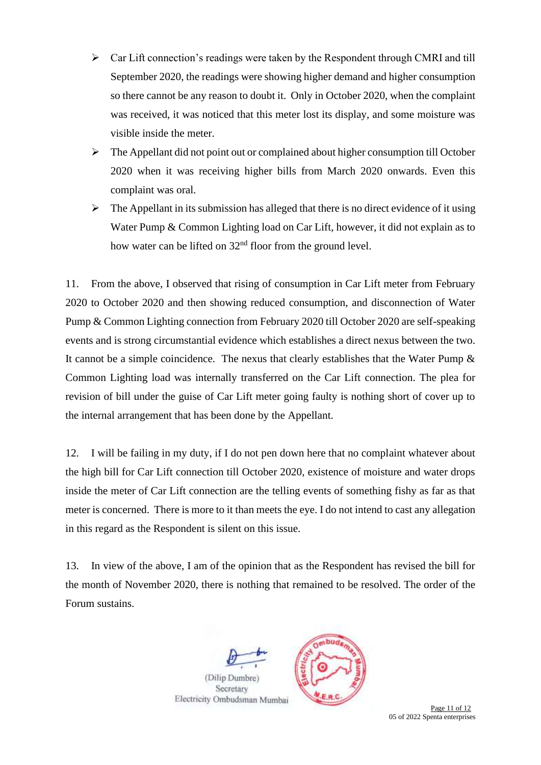- Car Lift connection's readings were taken by the Respondent through CMRI and till September 2020, the readings were showing higher demand and higher consumption so there cannot be any reason to doubt it. Only in October 2020, when the complaint was received, it was noticed that this meter lost its display, and some moisture was visible inside the meter.
- The Appellant did not point out or complained about higher consumption till October 2020 when it was receiving higher bills from March 2020 onwards. Even this complaint was oral.
- The Appellant in its submission has alleged that there is no direct evidence of it using Water Pump & Common Lighting load on Car Lift, however, it did not explain as to how water can be lifted on 32nd floor from the ground level.

11. From the above, I observed that rising of consumption in Car Lift meter from February 2020 to October 2020 and then showing reduced consumption, and disconnection of Water Pump & Common Lighting connection from February 2020 till October 2020 are self-speaking events and is strong circumstantial evidence which establishes a direct nexus between the two. It cannot be a simple coincidence. The nexus that clearly establishes that the Water Pump & Common Lighting load was internally transferred on the Car Lift connection. The plea for revision of bill under the guise of Car Lift meter going faulty is nothing short of cover up to the internal arrangement that has been done by the Appellant.

12. I will be failing in my duty, if I do not pen down here that no complaint whatever about the high bill for Car Lift connection till October 2020, existence of moisture and water drops inside the meter of Car Lift connection are the telling events of something fishy as far as that meter is concerned. There is more to it than meets the eye. I do not intend to cast any allegation in this regard as the Respondent is silent on this issue.

13. In view of the above, I am of the opinion that as the Respondent has revised the bill for the month of November 2020, there is nothing that remained to be resolved. The order of the Forum sustains.

(Dilip Dumbre)
Secretary
Electricity Ombudsman Mumbai

05 of 2022 Spenta enterprises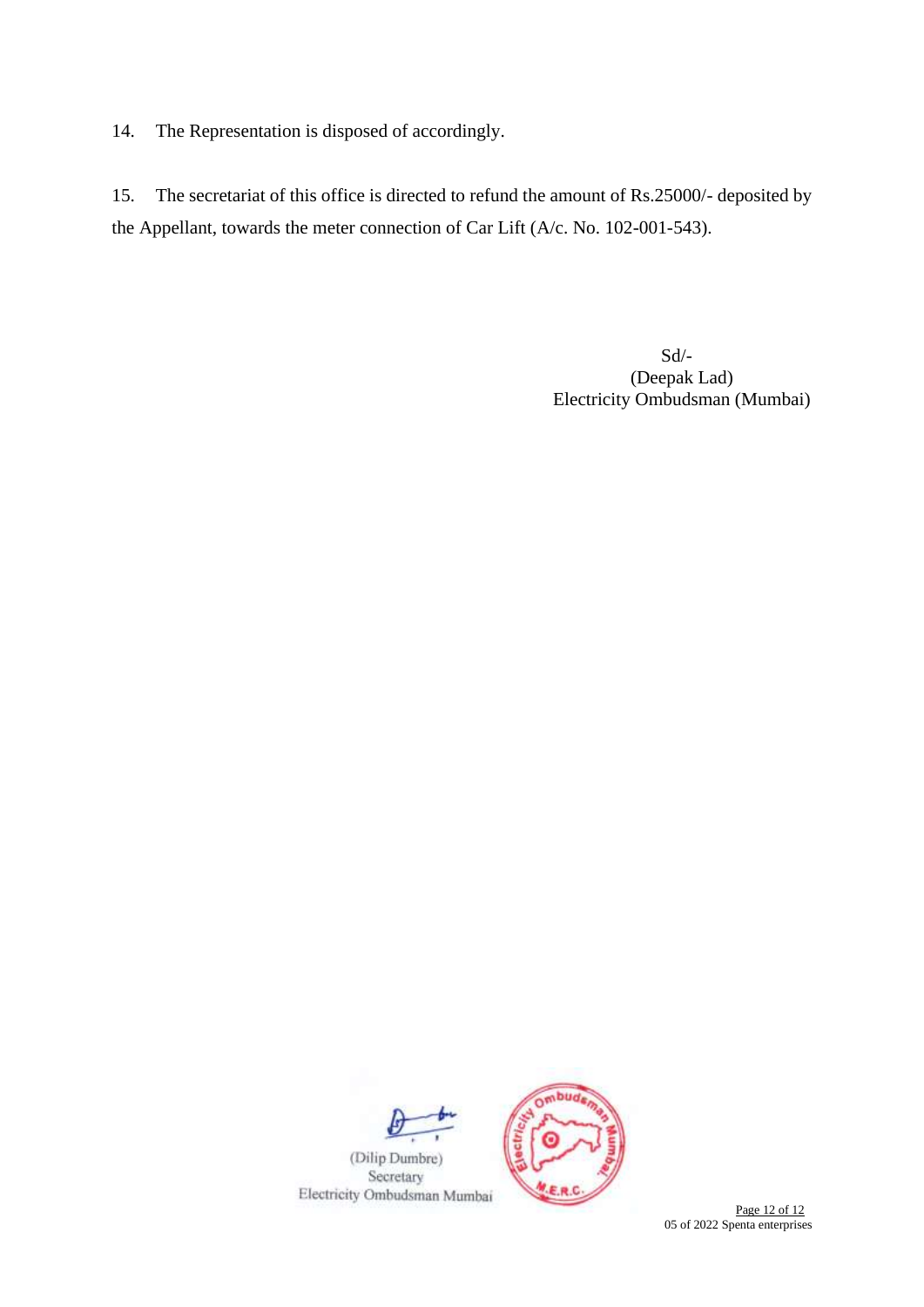14. The Representation is disposed of accordingly.

15. The secretariat of this office is directed to refund the amount of Rs.25000/- deposited by the Appellant, towards the meter connection of Car Lift (A/c. No. 102-001-543).

Sd/-
(Deepak Lad)
Electricity Ombudsman (Mumbai)

(Dilip Dumbre)
Secretary
Electricity Ombudsman Mumbai